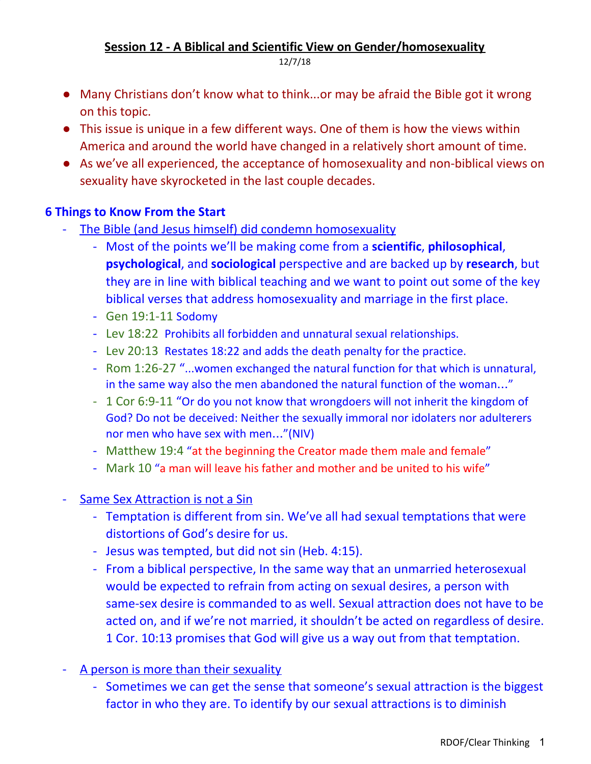# Session 12 - A Biblical and Scientific View on Gender/homosexuality

12/7/18

- Many Christians don't know what to think...or may be afraid the Bible got it wrong on this topic.
- This issue is unique in a few different ways. One of them is how the views within America and around the world have changed in a relatively short amount of time.
- As we've all experienced, the acceptance of homosexuality and non-biblical views on sexuality have skyrocketed in the last couple decades.

## 6 Things to Know From the Start

- The Bible (and Jesus himself) did condemn homosexuality
  - Most of the points we'll be making come from a **scientific**, **philosophical**, **psychological**, and **sociological** perspective and are backed up by **research**, but they are in line with biblical teaching and we want to point out some of the key biblical verses that address homosexuality and marriage in the first place.
  - Gen 19:1-11 Sodomy
  - Lev 18:22 Prohibits all forbidden and unnatural sexual relationships.
  - Lev 20:13 Restates 18:22 and adds the death penalty for the practice.
  - Rom 1:26-27 "...women exchanged the natural function for that which is unnatural, in the same way also the men abandoned the natural function of the woman..."
  - 1 Cor 6:9-11 "Or do you not know that wrongdoers will not inherit the kingdom of God? Do not be deceived: Neither the sexually immoral nor idolaters nor adulterers nor men who have sex with men..."(NIV)
  - Matthew 19:4 "at the beginning the Creator made them male and female"
  - Mark 10 "a man will leave his father and mother and be united to his wife"

- Same Sex Attraction is not a Sin
  - Temptation is different from sin. We've all had sexual temptations that were distortions of God's desire for us.
  - Jesus was tempted, but did not sin (Heb. 4:15).
  - From a biblical perspective, In the same way that an unmarried heterosexual would be expected to refrain from acting on sexual desires, a person with same-sex desire is commanded to as well. Sexual attraction does not have to be acted on, and if we're not married, it shouldn't be acted on regardless of desire. 1 Cor. 10:13 promises that God will give us a way out from that temptation.

- A person is more than their sexuality
  - Sometimes we can get the sense that someone's sexual attraction is the biggest factor in who they are. To identify by our sexual attractions is to diminish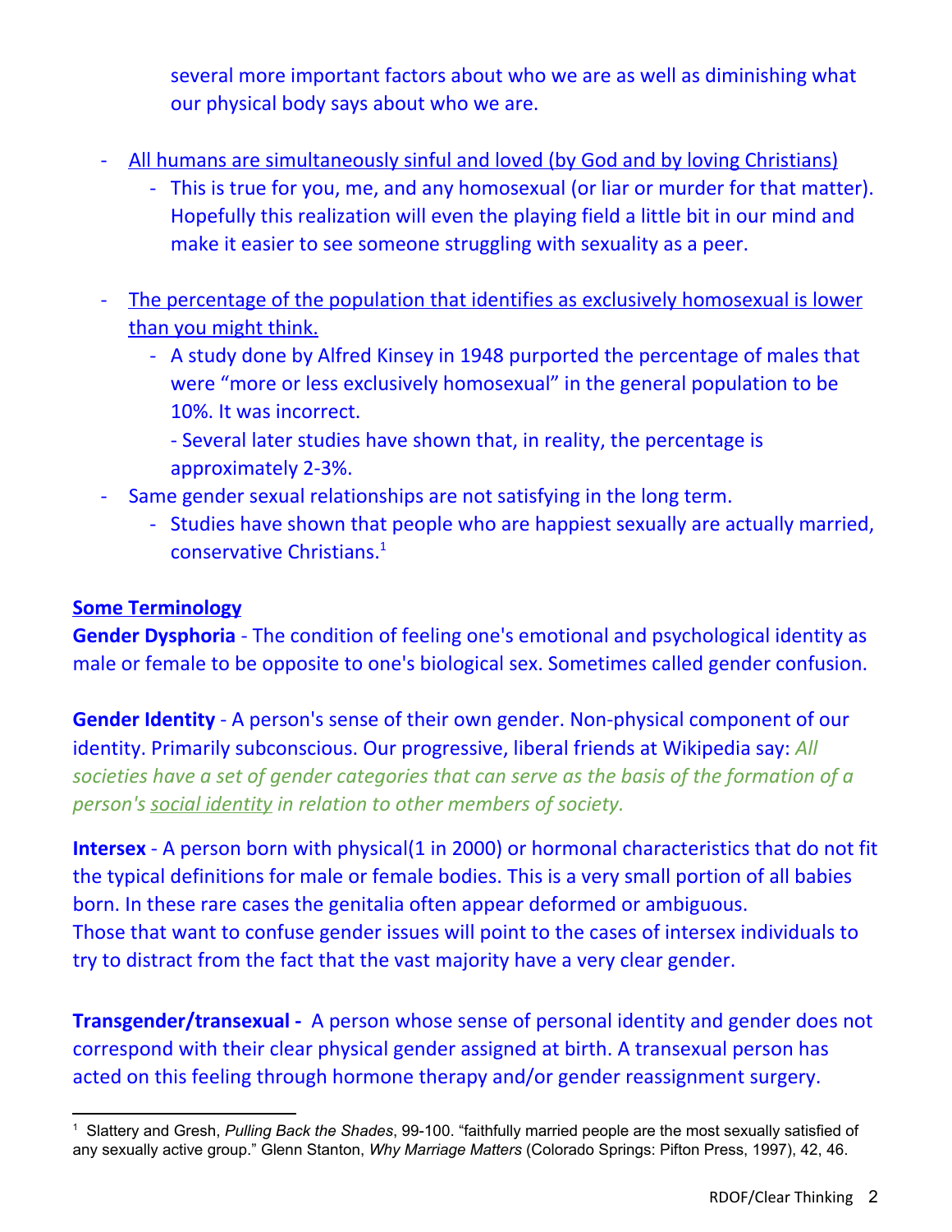several more important factors about who we are as well as diminishing what our physical body says about who we are.

- All humans are simultaneously sinful and loved (by God and by loving Christians)
    - This is true for you, me, and any homosexual (or liar or murder for that matter). Hopefully this realization will even the playing field a little bit in our mind and make it easier to see someone struggling with sexuality as a peer.

- The percentage of the population that identifies as exclusively homosexual is lower than you might think.
    - A study done by Alfred Kinsey in 1948 purported the percentage of males that were "more or less exclusively homosexual" in the general population to be 10%. It was incorrect.
      - Several later studies have shown that, in reality, the percentage is approximately 2-3%.
- Same gender sexual relationships are not satisfying in the long term.
    - Studies have shown that people who are happiest sexually are actually married, conservative Christians.[1]

**Some Terminology**

**Gender Dysphoria** - The condition of feeling one's emotional and psychological identity as male or female to be opposite to one's biological sex. Sometimes called gender confusion.

**Gender Identity** - A person's sense of their own gender. Non-physical component of our identity. Primarily subconscious. Our progressive, liberal friends at Wikipedia say: *All societies have a set of gender categories that can serve as the basis of the formation of a person's social identity in relation to other members of society.*

**Intersex** - A person born with physical(1 in 2000) or hormonal characteristics that do not fit the typical definitions for male or female bodies. This is a very small portion of all babies born. In these rare cases the genitalia often appear deformed or ambiguous.
Those that want to confuse gender issues will point to the cases of intersex individuals to try to distract from the fact that the vast majority have a very clear gender.

**Transgender/transexual -** A person whose sense of personal identity and gender does not correspond with their clear physical gender assigned at birth. A transexual person has acted on this feeling through hormone therapy and/or gender reassignment surgery.

---

[1] Slattery and Gresh, *Pulling Back the Shades*, 99-100. "faithfully married people are the most sexually satisfied of any sexually active group." Glenn Stanton, *Why Marriage Matters* (Colorado Springs: Pifton Press, 1997), 42, 46.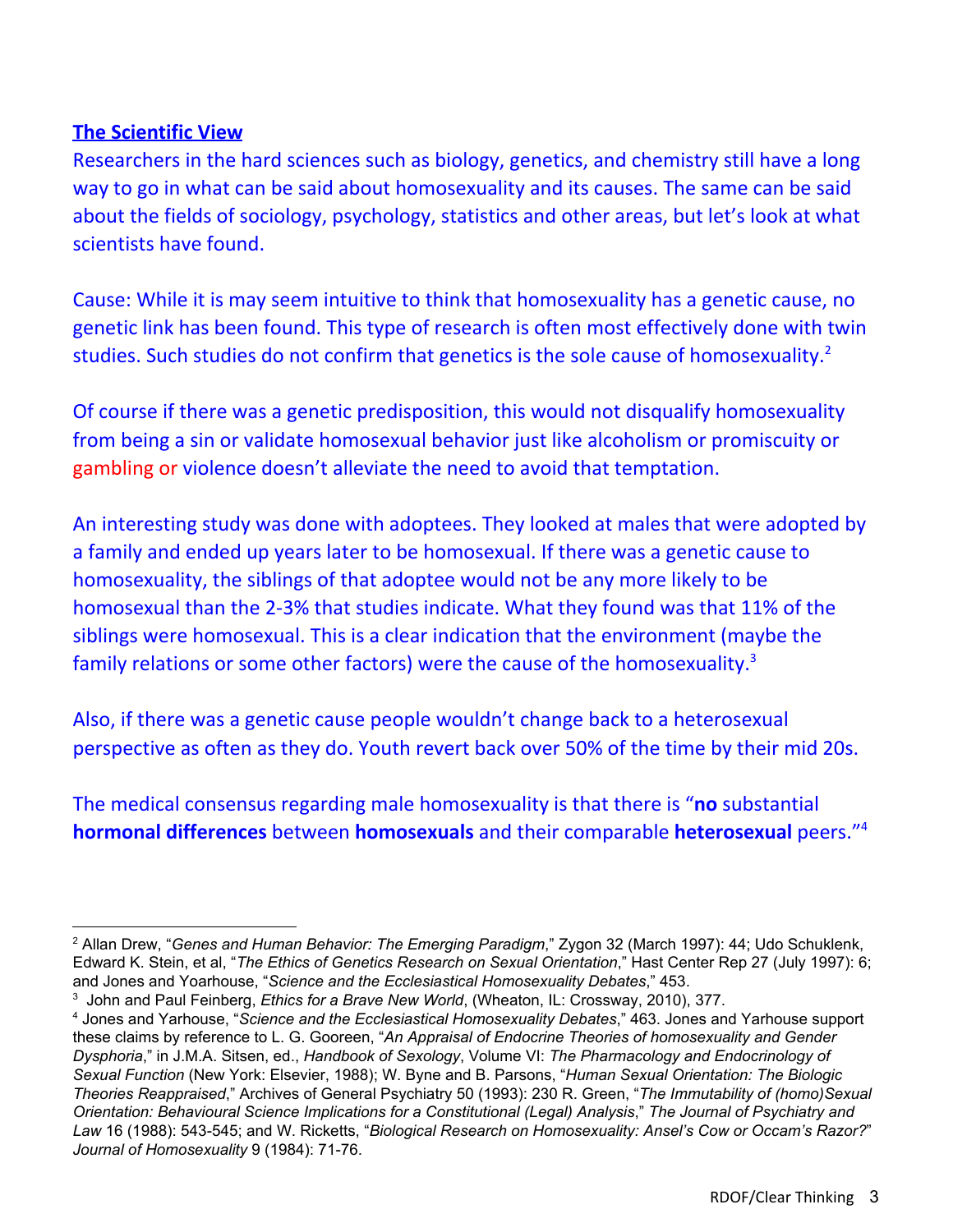**The Scientific View**

Researchers in the hard sciences such as biology, genetics, and chemistry still have a long way to go in what can be said about homosexuality and its causes. The same can be said about the fields of sociology, psychology, statistics and other areas, but let's look at what scientists have found.

Cause: While it is may seem intuitive to think that homosexuality has a genetic cause, no genetic link has been found. This type of research is often most effectively done with twin studies. Such studies do not confirm that genetics is the sole cause of homosexuality.[2]

Of course if there was a genetic predisposition, this would not disqualify homosexuality from being a sin or validate homosexual behavior just like alcoholism or promiscuity or gambling or violence doesn't alleviate the need to avoid that temptation.

An interesting study was done with adoptees. They looked at males that were adopted by a family and ended up years later to be homosexual. If there was a genetic cause to homosexuality, the siblings of that adoptee would not be any more likely to be homosexual than the 2-3% that studies indicate. What they found was that 11% of the siblings were homosexual. This is a clear indication that the environment (maybe the family relations or some other factors) were the cause of the homosexuality.[3]

Also, if there was a genetic cause people wouldn't change back to a heterosexual perspective as often as they do. Youth revert back over 50% of the time by their mid 20s.

The medical consensus regarding male homosexuality is that there is "**no** substantial **hormonal differences** between **homosexuals** and their comparable **heterosexual** peers."[4]

---

[2] Allan Drew, "*Genes and Human Behavior: The Emerging Paradigm*," Zygon 32 (March 1997): 44; Udo Schuklenk, Edward K. Stein, et al, "*The Ethics of Genetics Research on Sexual Orientation*," Hast Center Rep 27 (July 1997): 6; and Jones and Yoarhouse, "*Science and the Ecclesiastical Homosexuality Debates*," 453.

[3] John and Paul Feinberg, *Ethics for a Brave New World*, (Wheaton, IL: Crossway, 2010), 377.

[4] Jones and Yarhouse, "*Science and the Ecclesiastical Homosexuality Debates*," 463. Jones and Yarhouse support these claims by reference to L. G. Gooreen, "*An Appraisal of Endocrine Theories of homosexuality and Gender Dysphoria*," in J.M.A. Sitsen, ed., *Handbook of Sexology*, Volume VI: *The Pharmacology and Endocrinology of Sexual Function* (New York: Elsevier, 1988); W. Byne and B. Parsons, "*Human Sexual Orientation: The Biologic Theories Reappraised*," Archives of General Psychiatry 50 (1993): 230 R. Green, "*The Immutability of (homo)Sexual Orientation: Behavioural Science Implications for a Constitutional (Legal) Analysis*," *The Journal of Psychiatry and Law* 16 (1988): 543-545; and W. Ricketts, "*Biological Research on Homosexuality: Ansel's Cow or Occam's Razor?*" *Journal of Homosexuality* 9 (1984): 71-76.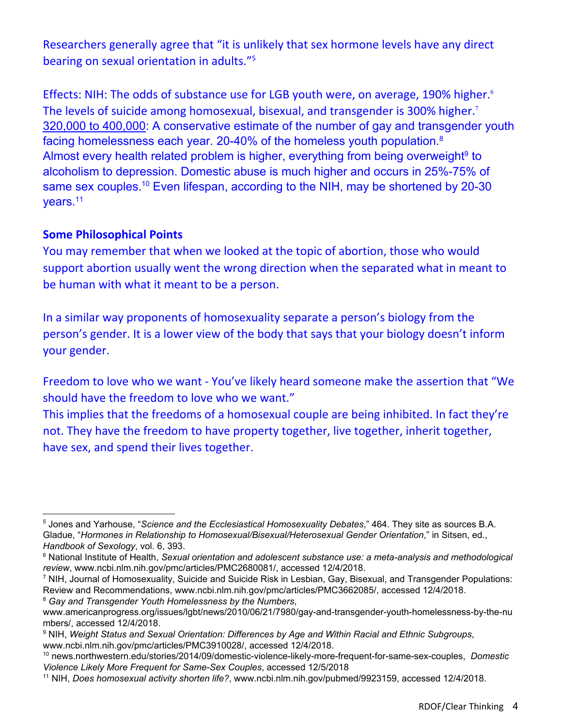Researchers generally agree that "it is unlikely that sex hormone levels have any direct bearing on sexual orientation in adults."[5]

Effects: NIH: The odds of substance use for LGB youth were, on average, 190% higher.[6] The levels of suicide among homosexual, bisexual, and transgender is 300% higher.[7] 320,000 to 400,000: A conservative estimate of the number of gay and transgender youth facing homelessness each year. 20-40% of the homeless youth population.[8] Almost every health related problem is higher, everything from being overweight[9] to alcoholism to depression. Domestic abuse is much higher and occurs in 25%-75% of same sex couples.[10] Even lifespan, according to the NIH, may be shortened by 20-30 years.[11]

**Some Philosophical Points**

You may remember that when we looked at the topic of abortion, those who would support abortion usually went the wrong direction when the separated what in meant to be human with what it meant to be a person.

In a similar way proponents of homosexuality separate a person's biology from the person's gender. It is a lower view of the body that says that your biology doesn't inform your gender.

Freedom to love who we want - You've likely heard someone make the assertion that "We should have the freedom to love who we want."
This implies that the freedoms of a homosexual couple are being inhibited. In fact they're not. They have the freedom to have property together, live together, inherit together, have sex, and spend their lives together.

---

[5] Jones and Yarhouse, "*Science and the Ecclesiastical Homosexuality Debates*," 464. They site as sources B.A. Gladue, "*Hormones in Relationship to Homosexual/Bisexual/Heterosexual Gender Orientation*," in Sitsen, ed., *Handbook of Sexology*, vol. 6, 393.

[6] National Institute of Health, *Sexual orientation and adolescent substance use: a meta-analysis and methodological review*, www.ncbi.nlm.nih.gov/pmc/articles/PMC2680081/, accessed 12/4/2018.

[7] NIH, Journal of Homosexuality, Suicide and Suicide Risk in Lesbian, Gay, Bisexual, and Transgender Populations: Review and Recommendations, www.ncbi.nlm.nih.gov/pmc/articles/PMC3662085/, accessed 12/4/2018.

[8] *Gay and Transgender Youth Homelessness by the Numbers*, www.americanprogress.org/issues/lgbt/news/2010/06/21/7980/gay-and-transgender-youth-homelessness-by-the-numbers/, accessed 12/4/2018.

[9] NIH, *Weight Status and Sexual Orientation: Differences by Age and Within Racial and Ethnic Subgroups*, www.ncbi.nlm.nih.gov/pmc/articles/PMC3910028/, accessed 12/4/2018.

[10] news.northwestern.edu/stories/2014/09/domestic-violence-likely-more-frequent-for-same-sex-couples, *Domestic Violence Likely More Frequent for Same-Sex Couples*, accessed 12/5/2018

[11] NIH, *Does homosexual activity shorten life?*, www.ncbi.nlm.nih.gov/pubmed/9923159, accessed 12/4/2018.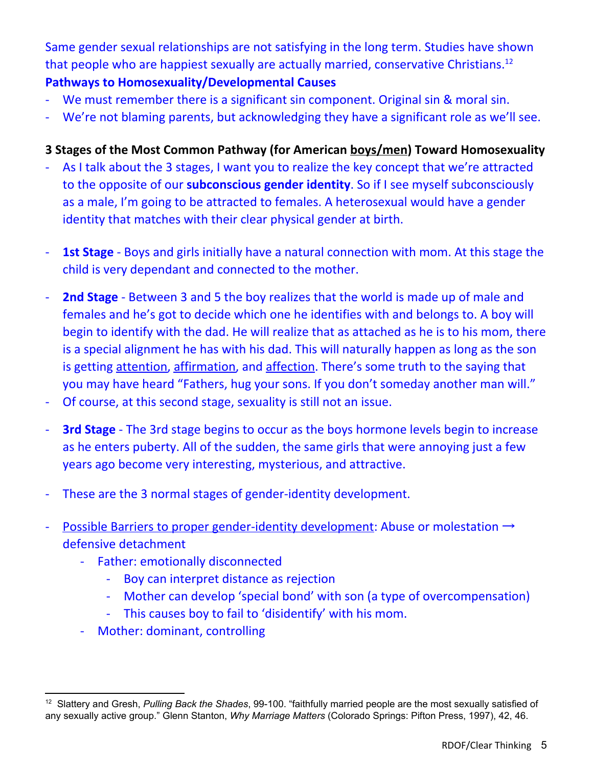Same gender sexual relationships are not satisfying in the long term. Studies have shown that people who are happiest sexually are actually married, conservative Christians.[12]

**Pathways to Homosexuality/Developmental Causes**

- We must remember there is a significant sin component. Original sin & moral sin.
- We're not blaming parents, but acknowledging they have a significant role as we'll see.

**3 Stages of the Most Common Pathway (for American <u>boys/men</u>) Toward Homosexuality**

- As I talk about the 3 stages, I want you to realize the key concept that we're attracted to the opposite of our **subconscious gender identity**. So if I see myself subconsciously as a male, I'm going to be attracted to females. A heterosexual would have a gender identity that matches with their clear physical gender at birth.

- **1st Stage** - Boys and girls initially have a natural connection with mom. At this stage the child is very dependant and connected to the mother.

- **2nd Stage** - Between 3 and 5 the boy realizes that the world is made up of male and females and he's got to decide which one he identifies with and belongs to. A boy will begin to identify with the dad. He will realize that as attached as he is to his mom, there is a special alignment he has with his dad. This will naturally happen as long as the son is getting <u>attention</u>, <u>affirmation</u>, and <u>affection</u>. There's some truth to the saying that you may have heard "Fathers, hug your sons. If you don't someday another man will."
- Of course, at this second stage, sexuality is still not an issue.

- **3rd Stage** - The 3rd stage begins to occur as the boys hormone levels begin to increase as he enters puberty. All of the sudden, the same girls that were annoying just a few years ago become very interesting, mysterious, and attractive.

- These are the 3 normal stages of gender-identity development.

- <u>Possible Barriers to proper gender-identity development</u>: Abuse or molestation → defensive detachment
  - Father: emotionally disconnected
    - Boy can interpret distance as rejection
    - Mother can develop 'special bond' with son (a type of overcompensation)
    - This causes boy to fail to 'disidentify' with his mom.
  - Mother: dominant, controlling

---

[12] Slattery and Gresh, *Pulling Back the Shades*, 99-100. "faithfully married people are the most sexually satisfied of any sexually active group." Glenn Stanton, *Why Marriage Matters* (Colorado Springs: Pifton Press, 1997), 42, 46.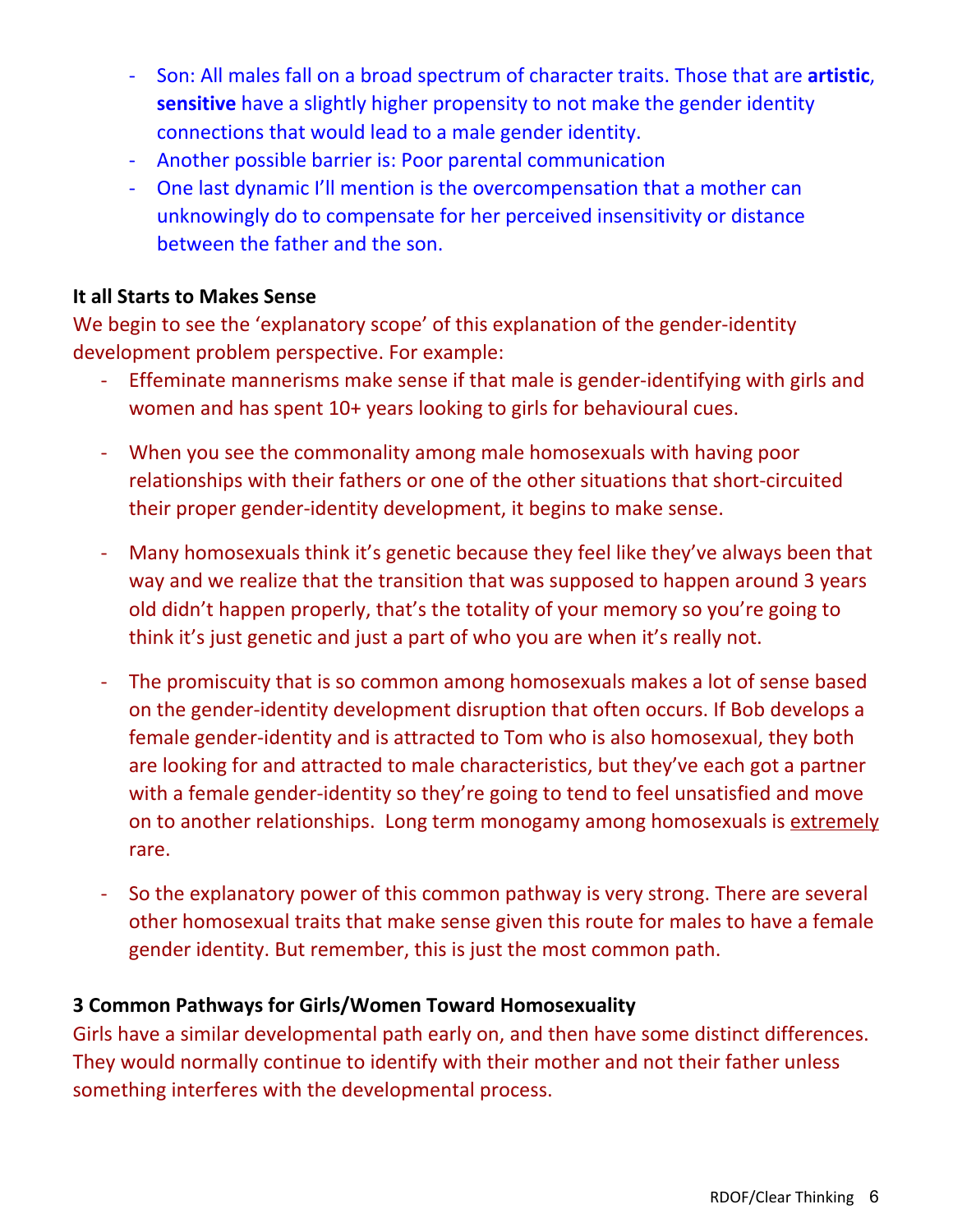- Son: All males fall on a broad spectrum of character traits. Those that are **artistic**, **sensitive** have a slightly higher propensity to not make the gender identity connections that would lead to a male gender identity.
- Another possible barrier is: Poor parental communication
- One last dynamic I'll mention is the overcompensation that a mother can unknowingly do to compensate for her perceived insensitivity or distance between the father and the son.

**It all Starts to Makes Sense**

We begin to see the 'explanatory scope' of this explanation of the gender-identity development problem perspective. For example:

- Effeminate mannerisms make sense if that male is gender-identifying with girls and women and has spent 10+ years looking to girls for behavioural cues.
- When you see the commonality among male homosexuals with having poor relationships with their fathers or one of the other situations that short-circuited their proper gender-identity development, it begins to make sense.
- Many homosexuals think it's genetic because they feel like they've always been that way and we realize that the transition that was supposed to happen around 3 years old didn't happen properly, that's the totality of your memory so you're going to think it's just genetic and just a part of who you are when it's really not.
- The promiscuity that is so common among homosexuals makes a lot of sense based on the gender-identity development disruption that often occurs. If Bob develops a female gender-identity and is attracted to Tom who is also homosexual, they both are looking for and attracted to male characteristics, but they've each got a partner with a female gender-identity so they're going to tend to feel unsatisfied and move on to another relationships. Long term monogamy among homosexuals is <u>extremely</u> rare.
- So the explanatory power of this common pathway is very strong. There are several other homosexual traits that make sense given this route for males to have a female gender identity. But remember, this is just the most common path.

**3 Common Pathways for Girls/Women Toward Homosexuality**

Girls have a similar developmental path early on, and then have some distinct differences. They would normally continue to identify with their mother and not their father unless something interferes with the developmental process.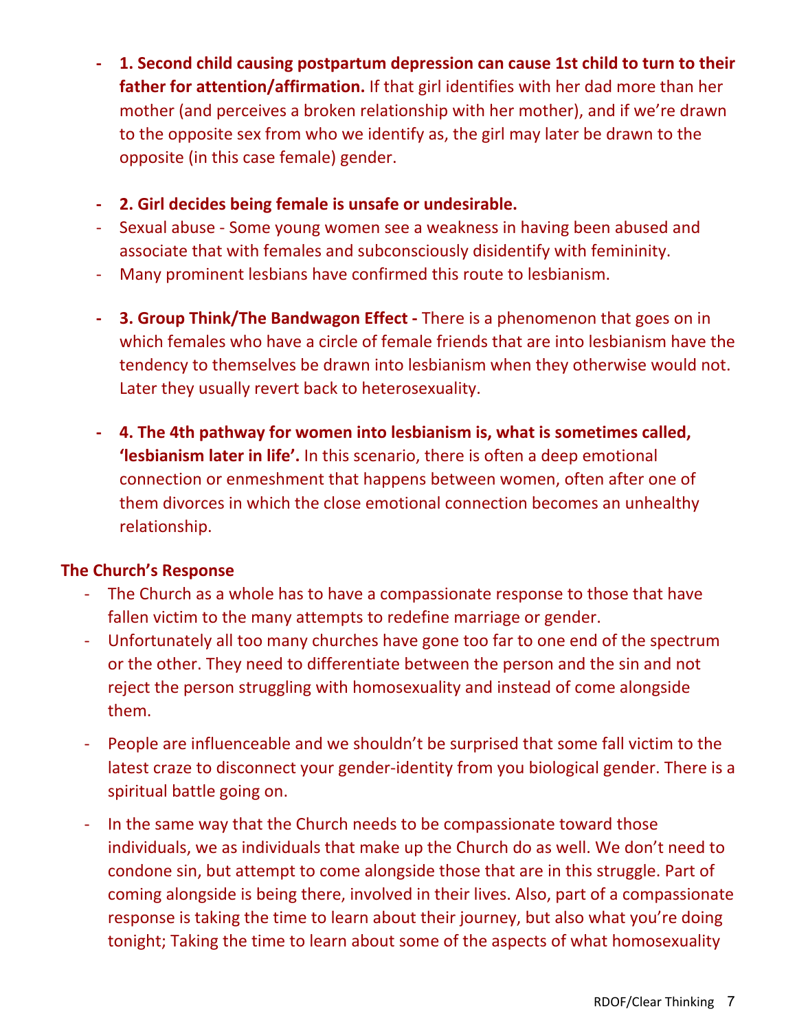- **1. Second child causing postpartum depression can cause 1st child to turn to their father for attention/affirmation.** If that girl identifies with her dad more than her mother (and perceives a broken relationship with her mother), and if we're drawn to the opposite sex from who we identify as, the girl may later be drawn to the opposite (in this case female) gender.

- **2. Girl decides being female is unsafe or undesirable.**
- Sexual abuse - Some young women see a weakness in having been abused and associate that with females and subconsciously disidentify with femininity.
- Many prominent lesbians have confirmed this route to lesbianism.

- **3. Group Think/The Bandwagon Effect -** There is a phenomenon that goes on in which females who have a circle of female friends that are into lesbianism have the tendency to themselves be drawn into lesbianism when they otherwise would not. Later they usually revert back to heterosexuality.

- **4. The 4th pathway for women into lesbianism is, what is sometimes called, 'lesbianism later in life'.** In this scenario, there is often a deep emotional connection or enmeshment that happens between women, often after one of them divorces in which the close emotional connection becomes an unhealthy relationship.

**The Church's Response**

- The Church as a whole has to have a compassionate response to those that have fallen victim to the many attempts to redefine marriage or gender.
- Unfortunately all too many churches have gone too far to one end of the spectrum or the other. They need to differentiate between the person and the sin and not reject the person struggling with homosexuality and instead of come alongside them.
- People are influenceable and we shouldn't be surprised that some fall victim to the latest craze to disconnect your gender-identity from you biological gender. There is a spiritual battle going on.
- In the same way that the Church needs to be compassionate toward those individuals, we as individuals that make up the Church do as well. We don't need to condone sin, but attempt to come alongside those that are in this struggle. Part of coming alongside is being there, involved in their lives. Also, part of a compassionate response is taking the time to learn about their journey, but also what you're doing tonight; Taking the time to learn about some of the aspects of what homosexuality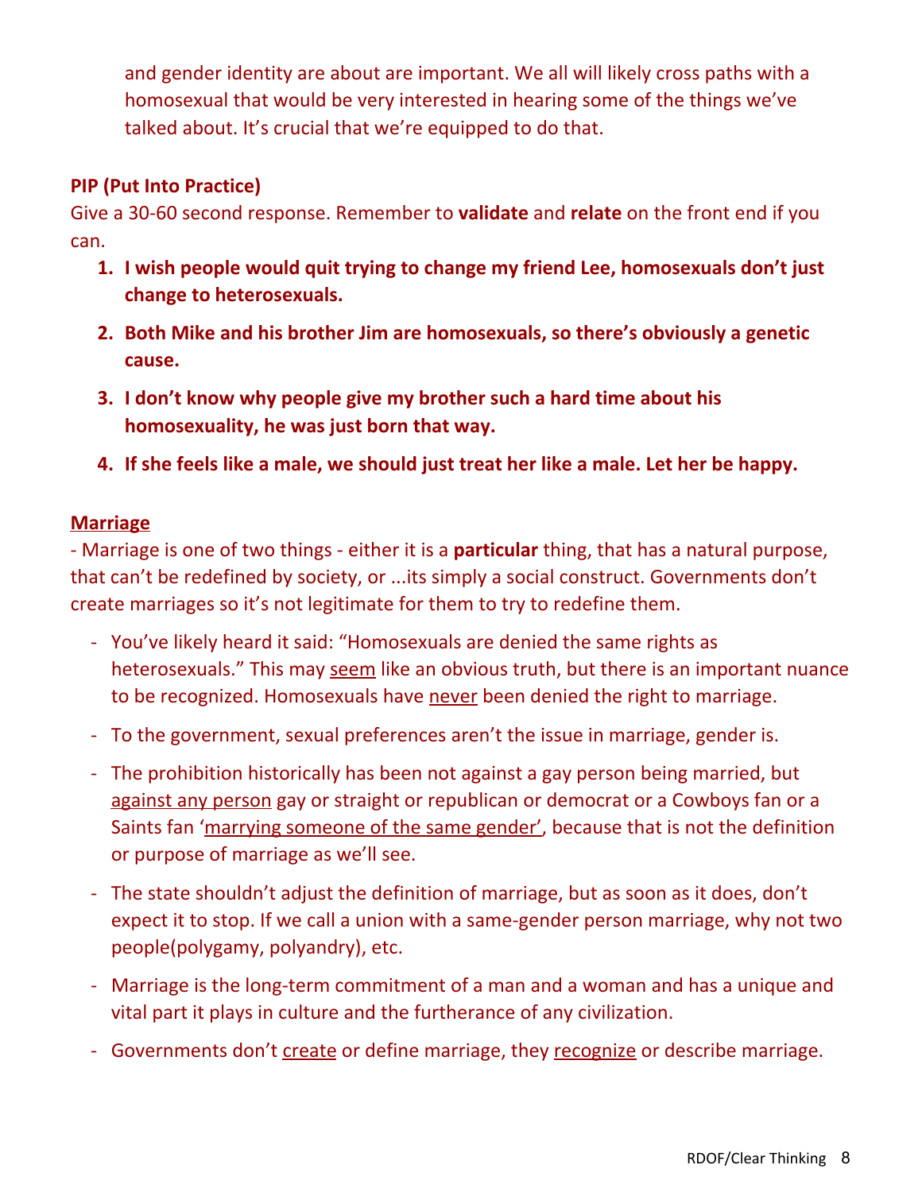and gender identity are about are important. We all will likely cross paths with a homosexual that would be very interested in hearing some of the things we've talked about. It's crucial that we're equipped to do that.

**PIP (Put Into Practice)**

Give a 30-60 second response. Remember to **validate** and **relate** on the front end if you can.

1. **I wish people would quit trying to change my friend Lee, homosexuals don't just change to heterosexuals.**
2. **Both Mike and his brother Jim are homosexuals, so there's obviously a genetic cause.**
3. **I don't know why people give my brother such a hard time about his homosexuality, he was just born that way.**
4. **If she feels like a male, we should just treat her like a male. Let her be happy.**

**<u>Marriage</u>**

- Marriage is one of two things - either it is a **particular** thing, that has a natural purpose, that can't be redefined by society, or ...its simply a social construct. Governments don't create marriages so it's not legitimate for them to try to redefine them.

- You've likely heard it said: "Homosexuals are denied the same rights as heterosexuals." This may <u>seem</u> like an obvious truth, but there is an important nuance to be recognized. Homosexuals have <u>never</u> been denied the right to marriage.
- To the government, sexual preferences aren't the issue in marriage, gender is.
- The prohibition historically has been not against a gay person being married, but <u>against any person</u> gay or straight or republican or democrat or a Cowboys fan or a Saints fan '<u>marrying someone of the same gender</u>', because that is not the definition or purpose of marriage as we'll see.
- The state shouldn't adjust the definition of marriage, but as soon as it does, don't expect it to stop. If we call a union with a same-gender person marriage, why not two people(polygamy, polyandry), etc.
- Marriage is the long-term commitment of a man and a woman and has a unique and vital part it plays in culture and the furtherance of any civilization.
- Governments don't <u>create</u> or define marriage, they <u>recognize</u> or describe marriage.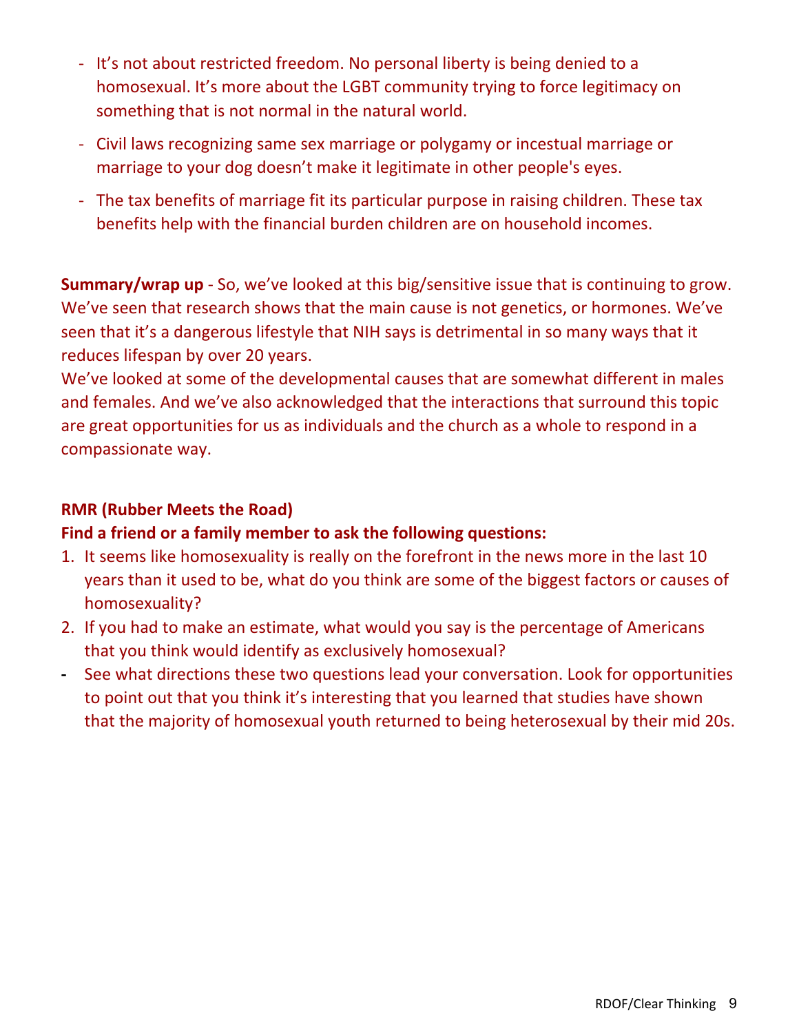- It's not about restricted freedom. No personal liberty is being denied to a homosexual. It's more about the LGBT community trying to force legitimacy on something that is not normal in the natural world.
- Civil laws recognizing same sex marriage or polygamy or incestual marriage or marriage to your dog doesn't make it legitimate in other people's eyes.
- The tax benefits of marriage fit its particular purpose in raising children. These tax benefits help with the financial burden children are on household incomes.

**Summary/wrap up** - So, we've looked at this big/sensitive issue that is continuing to grow. We've seen that research shows that the main cause is not genetics, or hormones. We've seen that it's a dangerous lifestyle that NIH says is detrimental in so many ways that it reduces lifespan by over 20 years.
We've looked at some of the developmental causes that are somewhat different in males and females. And we've also acknowledged that the interactions that surround this topic are great opportunities for us as individuals and the church as a whole to respond in a compassionate way.

**RMR (Rubber Meets the Road)**

**Find a friend or a family member to ask the following questions:**

1. It seems like homosexuality is really on the forefront in the news more in the last 10 years than it used to be, what do you think are some of the biggest factors or causes of homosexuality?
2. If you had to make an estimate, what would you say is the percentage of Americans that you think would identify as exclusively homosexual?

- See what directions these two questions lead your conversation. Look for opportunities to point out that you think it's interesting that you learned that studies have shown that the majority of homosexual youth returned to being heterosexual by their mid 20s.